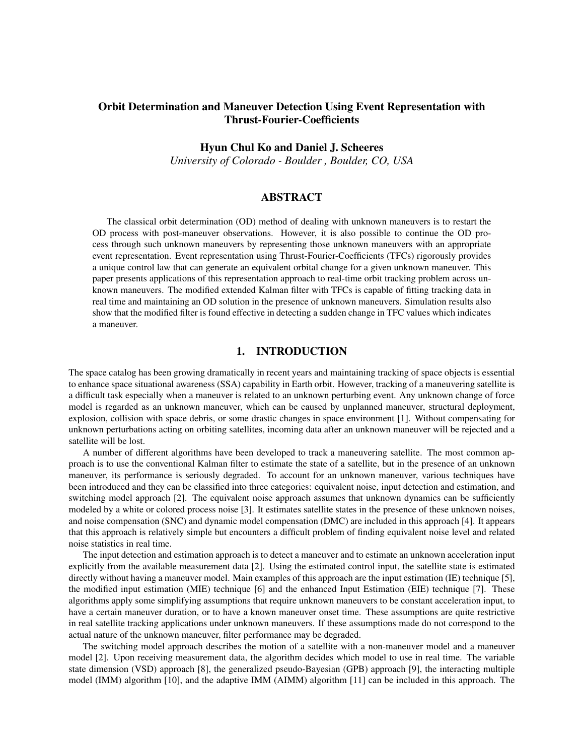# Orbit Determination and Maneuver Detection Using Event Representation with Thrust-Fourier-Coefficients

**Hyun Chul Ko and Daniel J. Scheeres**

*University of Colorado - Boulder , Boulder, CO, USA*

## ABSTRACT

The classical orbit determination (OD) method of dealing with unknown maneuvers is to restart the OD process with post-maneuver observations. However, it is also possible to continue the OD process through such unknown maneuvers by representing those unknown maneuvers with an appropriate event representation. Event representation using Thrust-Fourier-Coefficients (TFCs) rigorously provides a unique control law that can generate an equivalent orbital change for a given unknown maneuver. This paper presents applications of this representation approach to real-time orbit tracking problem across unknown maneuvers. The modified extended Kalman filter with TFCs is capable of fitting tracking data in real time and maintaining an OD solution in the presence of unknown maneuvers. Simulation results also show that the modified filter is found effective in detecting a sudden change in TFC values which indicates a maneuver.

## 1. INTRODUCTION

The space catalog has been growing dramatically in recent years and maintaining tracking of space objects is essential to enhance space situational awareness (SSA) capability in Earth orbit. However, tracking of a maneuvering satellite is a difficult task especially when a maneuver is related to an unknown perturbing event. Any unknown change of force model is regarded as an unknown maneuver, which can be caused by unplanned maneuver, structural deployment, explosion, collision with space debris, or some drastic changes in space environment [1]. Without compensating for unknown perturbations acting on orbiting satellites, incoming data after an unknown maneuver will be rejected and a satellite will be lost.

A number of different algorithms have been developed to track a maneuvering satellite. The most common approach is to use the conventional Kalman filter to estimate the state of a satellite, but in the presence of an unknown maneuver, its performance is seriously degraded. To account for an unknown maneuver, various techniques have been introduced and they can be classified into three categories: equivalent noise, input detection and estimation, and switching model approach [2]. The equivalent noise approach assumes that unknown dynamics can be sufficiently modeled by a white or colored process noise [3]. It estimates satellite states in the presence of these unknown noises, and noise compensation (SNC) and dynamic model compensation (DMC) are included in this approach [4]. It appears that this approach is relatively simple but encounters a difficult problem of finding equivalent noise level and related noise statistics in real time.

The input detection and estimation approach is to detect a maneuver and to estimate an unknown acceleration input explicitly from the available measurement data [2]. Using the estimated control input, the satellite state is estimated directly without having a maneuver model. Main examples of this approach are the input estimation (IE) technique [5], the modified input estimation (MIE) technique [6] and the enhanced Input Estimation (EIE) technique [7]. These algorithms apply some simplifying assumptions that require unknown maneuvers to be constant acceleration input, to have a certain maneuver duration, or to have a known maneuver onset time. These assumptions are quite restrictive in real satellite tracking applications under unknown maneuvers. If these assumptions made do not correspond to the actual nature of the unknown maneuver, filter performance may be degraded.

The switching model approach describes the motion of a satellite with a non-maneuver model and a maneuver model [2]. Upon receiving measurement data, the algorithm decides which model to use in real time. The variable state dimension (VSD) approach [8], the generalized pseudo-Bayesian (GPB) approach [9], the interacting multiple model (IMM) algorithm [10], and the adaptive IMM (AIMM) algorithm [11] can be included in this approach. The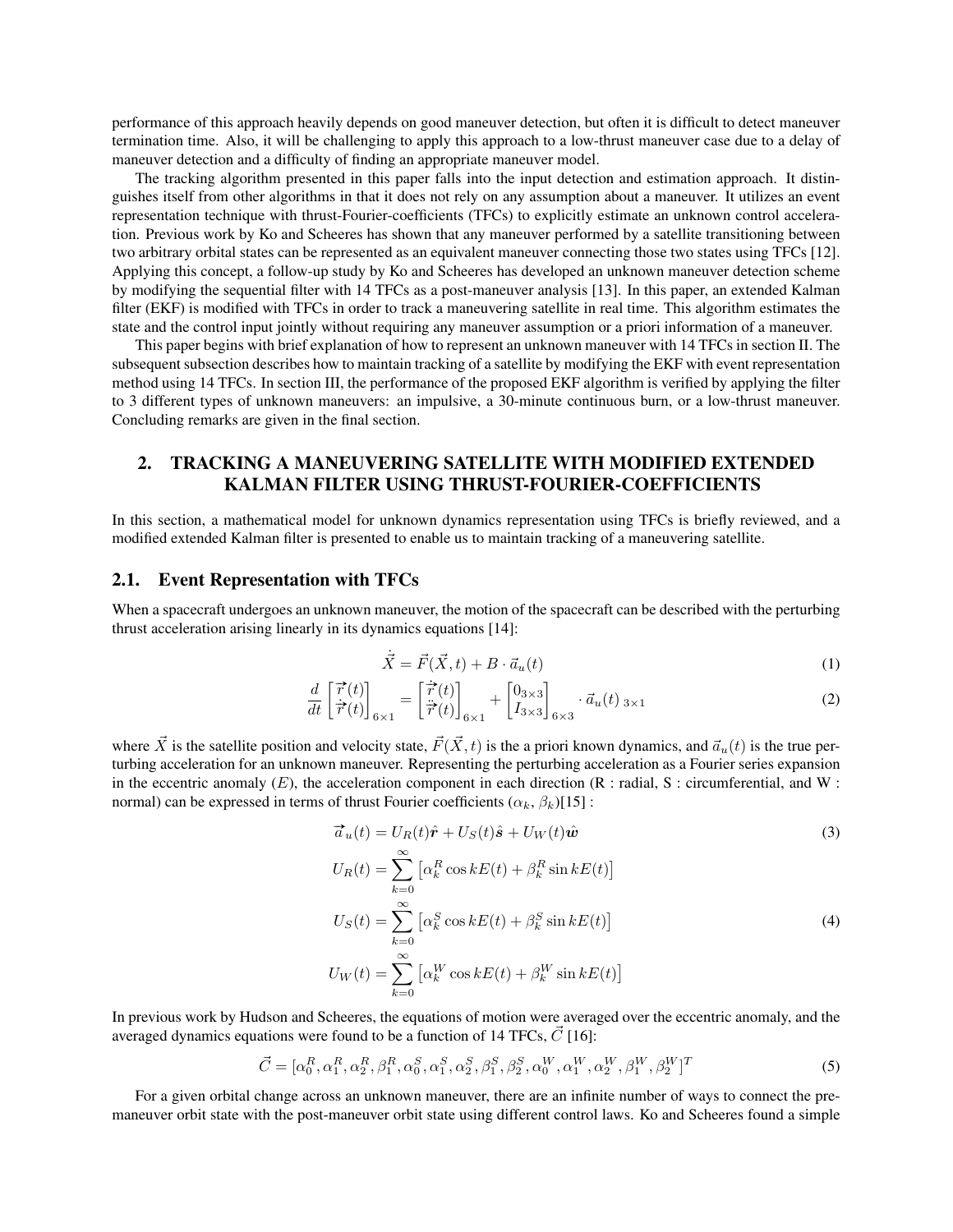performance of this approach heavily depends on good maneuver detection, but often it is difficult to detect maneuver termination time. Also, it will be challenging to apply this approach to a low-thrust maneuver case due to a delay of maneuver detection and a difficulty of finding an appropriate maneuver model.

The tracking algorithm presented in this paper falls into the input detection and estimation approach. It distinguishes itself from other algorithms in that it does not rely on any assumption about a maneuver. It utilizes an event representation technique with thrust-Fourier-coefficients (TFCs) to explicitly estimate an unknown control acceleration. Previous work by Ko and Scheeres has shown that any maneuver performed by a satellite transitioning between two arbitrary orbital states can be represented as an equivalent maneuver connecting those two states using TFCs [12]. Applying this concept, a follow-up study by Ko and Scheeres has developed an unknown maneuver detection scheme by modifying the sequential filter with 14 TFCs as a post-maneuver analysis [13]. In this paper, an extended Kalman filter (EKF) is modified with TFCs in order to track a maneuvering satellite in real time. This algorithm estimates the state and the control input jointly without requiring any maneuver assumption or a priori information of a maneuver.

This paper begins with brief explanation of how to represent an unknown maneuver with 14 TFCs in section II. The subsequent subsection describes how to maintain tracking of a satellite by modifying the EKF with event representation method using 14 TFCs. In section III, the performance of the proposed EKF algorithm is verified by applying the filter to 3 different types of unknown maneuvers: an impulsive, a 30-minute continuous burn, or a low-thrust maneuver. Concluding remarks are given in the final section.

## 2. TRACKING A MANEUVERING SATELLITE WITH MODIFIED EXTENDED KALMAN FILTER USING THRUST-FOURIER-COEFFICIENTS

In this section, a mathematical model for unknown dynamics representation using TFCs is briefly reviewed, and a modified extended Kalman filter is presented to enable us to maintain tracking of a maneuvering satellite.

### 2.1. Event Representation with TFCs

When a spacecraft undergoes an unknown maneuver, the motion of the spacecraft can be described with the perturbing thrust acceleration arising linearly in its dynamics equations [14]:

$$\dot{\vec{X}} = \vec{F}(\vec{X}, t) + B \cdot \vec{a}_u(t) \tag{1}$$

$$\frac{d}{dt}\begin{bmatrix} \vec{r}(t) \\ \dot{\vec{r}}(t) \end{bmatrix}_{6\times 1} = \begin{bmatrix} \dot{\vec{r}}(t) \\ \ddot{\vec{r}}(t) \end{bmatrix}_{6\times 1} + \begin{bmatrix} 0_{3\times 3} \\ I_{3\times 3} \end{bmatrix}_{6\times 3} \cdot \vec{a}_u(t)_{\,3\times 1} \tag{2}$$

where $\vec{X}$ is the satellite position and velocity state, $\vec{F}(\vec{X}, t)$ is the a priori known dynamics, and $\vec{a}_u(t)$ is the true perturbing acceleration for an unknown maneuver. Representing the perturbing acceleration as a Fourier series expansion in the eccentric anomaly ($E$), the acceleration component in each direction (R : radial, S : circumferential, and W : normal) can be expressed in terms of thrust Fourier coefficients ($\alpha_k$, $\beta_k$)[15] :

$$\vec{a}_u(t) = U_R(t)\hat{\boldsymbol{r}} + U_S(t)\hat{\boldsymbol{s}} + U_W(t)\hat{\boldsymbol{w}} \tag{3}$$

$$\begin{aligned} U_R(t) &= \sum_{k=0}^{\infty} \left[\alpha_k^R \cos kE(t) + \beta_k^R \sin kE(t)\right] \\ U_S(t) &= \sum_{k=0}^{\infty} \left[\alpha_k^S \cos kE(t) + \beta_k^S \sin kE(t)\right] \\ U_W(t) &= \sum_{k=0}^{\infty} \left[\alpha_k^W \cos kE(t) + \beta_k^W \sin kE(t)\right] \end{aligned} \tag{4}$$

In previous work by Hudson and Scheeres, the equations of motion were averaged over the eccentric anomaly, and the averaged dynamics equations were found to be a function of 14 TFCs, $\vec{C}$ [16]:

$$\vec{C} = [\alpha_0^R, \alpha_1^R, \alpha_2^R, \beta_1^R, \alpha_0^S, \alpha_1^S, \alpha_2^S, \beta_1^S, \beta_2^S, \alpha_0^W, \alpha_1^W, \alpha_2^W, \beta_1^W, \beta_2^W]^T \tag{5}$$

For a given orbital change across an unknown maneuver, there are an infinite number of ways to connect the pre-maneuver orbit state with the post-maneuver orbit state using different control laws. Ko and Scheeres found a simple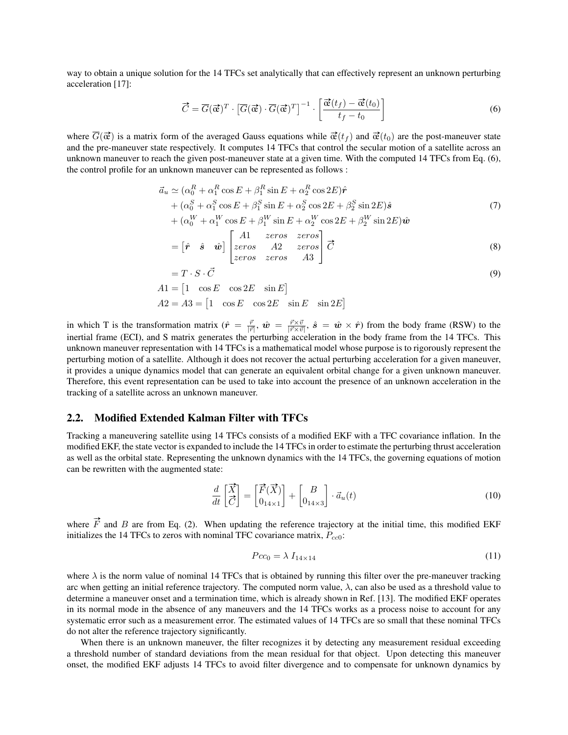way to obtain a unique solution for the 14 TFCs set analytically that can effectively represent an unknown perturbing acceleration [17]:

$$\vec{C} = \overline{G}(\vec{\mathfrak{a}})^T \cdot \left[\overline{G}(\vec{\mathfrak{a}}) \cdot \overline{G}(\vec{\mathfrak{a}})^T\right]^{-1} \cdot \left[\frac{\vec{\mathfrak{a}}(t_f) - \vec{\mathfrak{a}}(t_0)}{t_f - t_0}\right] \tag{6}$$

where $\overline{G}(\vec{\mathfrak{a}})$ is a matrix form of the averaged Gauss equations while $\vec{\mathfrak{a}}(t_f)$ and $\vec{\mathfrak{a}}(t_0)$ are the post-maneuver state and the pre-maneuver state respectively. It computes 14 TFCs that control the secular motion of a satellite across an unknown maneuver to reach the given post-maneuver state at a given time. With the computed 14 TFCs from Eq. (6), the control profile for an unknown maneuver can be represented as follows :

$$\begin{aligned}
\vec{a}_u \simeq\ & (\alpha_0^R + \alpha_1^R \cos E + \beta_1^R \sin E + \alpha_2^R \cos 2E)\hat{\boldsymbol{r}} \\
& + (\alpha_0^S + \alpha_1^S \cos E + \beta_1^S \sin E + \alpha_2^S \cos 2E + \beta_2^S \sin 2E)\hat{\boldsymbol{s}} \\
& + (\alpha_0^W + \alpha_1^W \cos E + \beta_1^W \sin E + \alpha_2^W \cos 2E + \beta_2^W \sin 2E)\hat{\boldsymbol{w}}
\end{aligned} \tag{7}$$

$$= \begin{bmatrix} \hat{\boldsymbol{r}} & \hat{\boldsymbol{s}} & \hat{\boldsymbol{w}} \end{bmatrix} \begin{bmatrix} A1 & zeros & zeros \\ zeros & A2 & zeros \\ zeros & zeros & A3 \end{bmatrix} \vec{C} \tag{8}$$

$$= T \cdot S \cdot \vec{C} \tag{9}$$

$$A1 = \begin{bmatrix} 1 & \cos E & \cos 2E & \sin E \end{bmatrix}$$

$$A2 = A3 = \begin{bmatrix} 1 & \cos E & \cos 2E & \sin E & \sin 2E \end{bmatrix}$$

in which T is the transformation matrix ($\hat{\boldsymbol{r}} = \frac{\vec{r}}{|\vec{r}|}$, $\hat{\boldsymbol{w}} = \frac{\vec{r} \times \vec{v}}{|\vec{r} \times \vec{v}|}$, $\hat{\boldsymbol{s}} = \hat{\boldsymbol{w}} \times \hat{\boldsymbol{r}}$) from the body frame (RSW) to the inertial frame (ECI), and S matrix generates the perturbing acceleration in the body frame from the 14 TFCs. This unknown maneuver representation with 14 TFCs is a mathematical model whose purpose is to rigorously represent the perturbing motion of a satellite. Although it does not recover the actual perturbing acceleration for a given maneuver, it provides a unique dynamics model that can generate an equivalent orbital change for a given unknown maneuver. Therefore, this event representation can be used to take into account the presence of an unknown acceleration in the tracking of a satellite across an unknown maneuver.

## 2.2. Modified Extended Kalman Filter with TFCs

Tracking a maneuvering satellite using 14 TFCs consists of a modified EKF with a TFC covariance inflation. In the modified EKF, the state vector is expanded to include the 14 TFCs in order to estimate the perturbing thrust acceleration as well as the orbital state. Representing the unknown dynamics with the 14 TFCs, the governing equations of motion can be rewritten with the augmented state:

$$\frac{d}{dt}\begin{bmatrix} \vec{X} \\ \vec{C} \end{bmatrix} = \begin{bmatrix} \vec{F}(\vec{X}) \\ 0_{14\times1} \end{bmatrix} + \begin{bmatrix} B \\ 0_{14\times3} \end{bmatrix} \cdot \vec{a}_u(t) \tag{10}$$

where $\vec{F}$ and $B$ are from Eq. (2). When updating the reference trajectory at the initial time, this modified EKF initializes the 14 TFCs to zeros with nominal TFC covariance matrix, $P_{cc0}$:

$$Pcc_0 = \lambda\ I_{14\times14} \tag{11}$$

where $\lambda$ is the norm value of nominal 14 TFCs that is obtained by running this filter over the pre-maneuver tracking arc when getting an initial reference trajectory. The computed norm value, $\lambda$, can also be used as a threshold value to determine a maneuver onset and a termination time, which is already shown in Ref. [13]. The modified EKF operates in its normal mode in the absence of any maneuvers and the 14 TFCs works as a process noise to account for any systematic error such as a measurement error. The estimated values of 14 TFCs are so small that these nominal TFCs do not alter the reference trajectory significantly.

When there is an unknown maneuver, the filter recognizes it by detecting any measurement residual exceeding a threshold number of standard deviations from the mean residual for that object. Upon detecting this maneuver onset, the modified EKF adjusts 14 TFCs to avoid filter divergence and to compensate for unknown dynamics by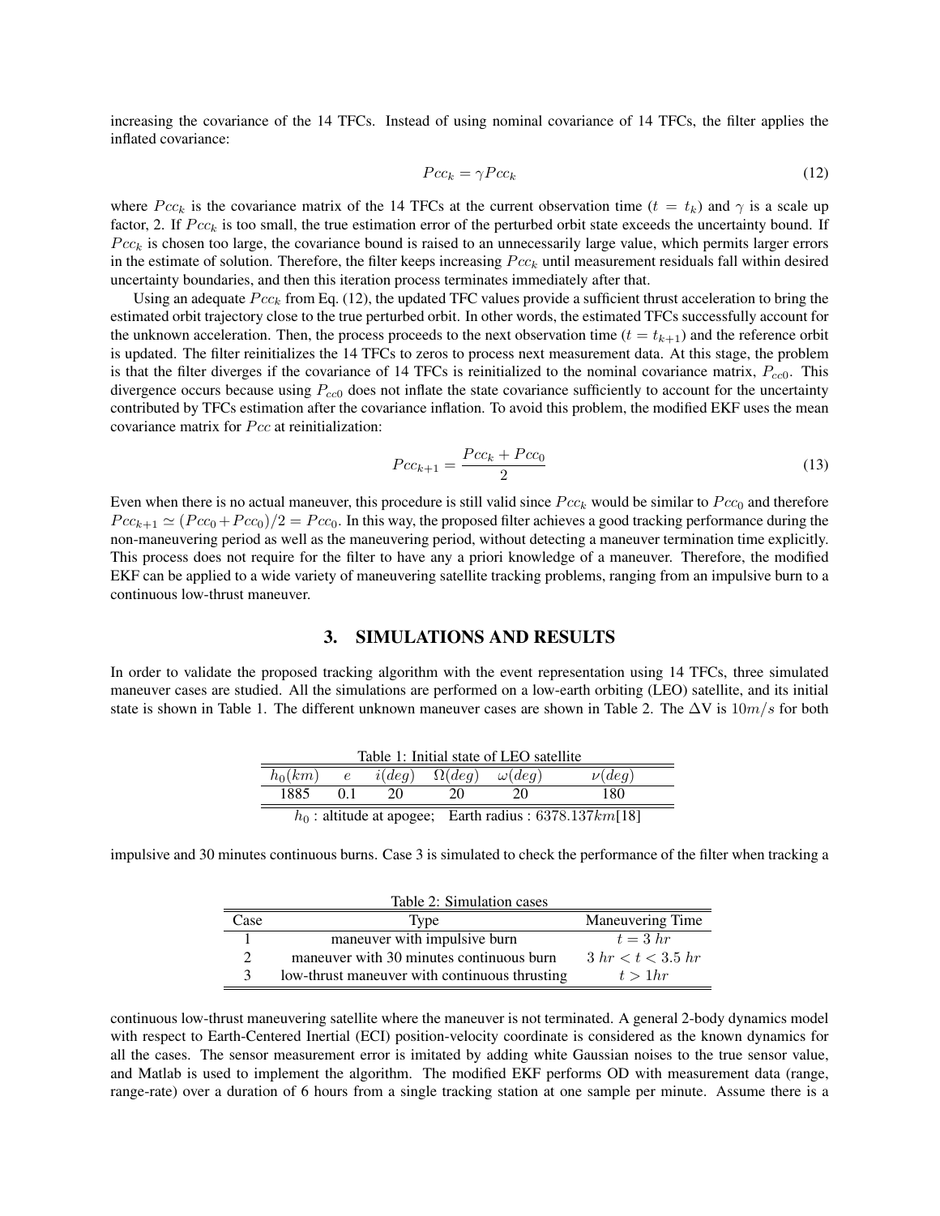increasing the covariance of the 14 TFCs. Instead of using nominal covariance of 14 TFCs, the filter applies the inflated covariance:

$$Pcc_k = \gamma Pcc_k \tag{12}$$

where $Pcc_k$ is the covariance matrix of the 14 TFCs at the current observation time ($t = t_k$) and $\gamma$ is a scale up factor, 2. If $Pcc_k$ is too small, the true estimation error of the perturbed orbit state exceeds the uncertainty bound. If $Pcc_k$ is chosen too large, the covariance bound is raised to an unnecessarily large value, which permits larger errors in the estimate of solution. Therefore, the filter keeps increasing $Pcc_k$ until measurement residuals fall within desired uncertainty boundaries, and then this iteration process terminates immediately after that.

Using an adequate $Pcc_k$ from Eq. (12), the updated TFC values provide a sufficient thrust acceleration to bring the estimated orbit trajectory close to the true perturbed orbit. In other words, the estimated TFCs successfully account for the unknown acceleration. Then, the process proceeds to the next observation time ($t = t_{k+1}$) and the reference orbit is updated. The filter reinitializes the 14 TFCs to zeros to process next measurement data. At this stage, the problem is that the filter diverges if the covariance of 14 TFCs is reinitialized to the nominal covariance matrix, $P_{cc0}$. This divergence occurs because using $P_{cc0}$ does not inflate the state covariance sufficiently to account for the uncertainty contributed by TFCs estimation after the covariance inflation. To avoid this problem, the modified EKF uses the mean covariance matrix for $Pcc$ at reinitialization:

$$Pcc_{k+1} = \frac{Pcc_k + Pcc_0}{2} \tag{13}$$

Even when there is no actual maneuver, this procedure is still valid since $Pcc_k$ would be similar to $Pcc_0$ and therefore $Pcc_{k+1} \simeq (Pcc_0 + Pcc_0)/2 = Pcc_0$. In this way, the proposed filter achieves a good tracking performance during the non-maneuvering period as well as the maneuvering period, without detecting a maneuver termination time explicitly. This process does not require for the filter to have any a priori knowledge of a maneuver. Therefore, the modified EKF can be applied to a wide variety of maneuvering satellite tracking problems, ranging from an impulsive burn to a continuous low-thrust maneuver.

## 3. SIMULATIONS AND RESULTS

In order to validate the proposed tracking algorithm with the event representation using 14 TFCs, three simulated maneuver cases are studied. All the simulations are performed on a low-earth orbiting (LEO) satellite, and its initial state is shown in Table 1. The different unknown maneuver cases are shown in Table 2. The ΔV is $10m/s$ for both impulsive and 30 minutes continuous burns. Case 3 is simulated to check the performance of the filter when tracking a continuous low-thrust maneuvering satellite where the maneuver is not terminated. A general 2-body dynamics model with respect to Earth-Centered Inertial (ECI) position-velocity coordinate is considered as the known dynamics for all the cases. The sensor measurement error is imitated by adding white Gaussian noises to the true sensor value, and Matlab is used to implement the algorithm. The modified EKF performs OD with measurement data (range, range-rate) over a duration of 6 hours from a single tracking station at one sample per minute. Assume there is a

Table 1: Initial state of LEO satellite

| $h_0(km)$ | $e$ | $i(deg)$ | $\Omega(deg)$ | $\omega(deg)$ | $\nu(deg)$ |
|---|---|---|---|---|---|
| 1885 | 0.1 | 20 | 20 | 20 | 180 |

$h_0$ : altitude at apogee; Earth radius : $6378.137km$[18]

Table 2: Simulation cases

| Case | Type | Maneuvering Time |
|---|---|---|
| 1 | maneuver with impulsive burn | $t = 3\ hr$ |
| 2 | maneuver with 30 minutes continuous burn | $3\ hr < t < 3.5\ hr$ |
| 3 | low-thrust maneuver with continuous thrusting | $t > 1hr$ |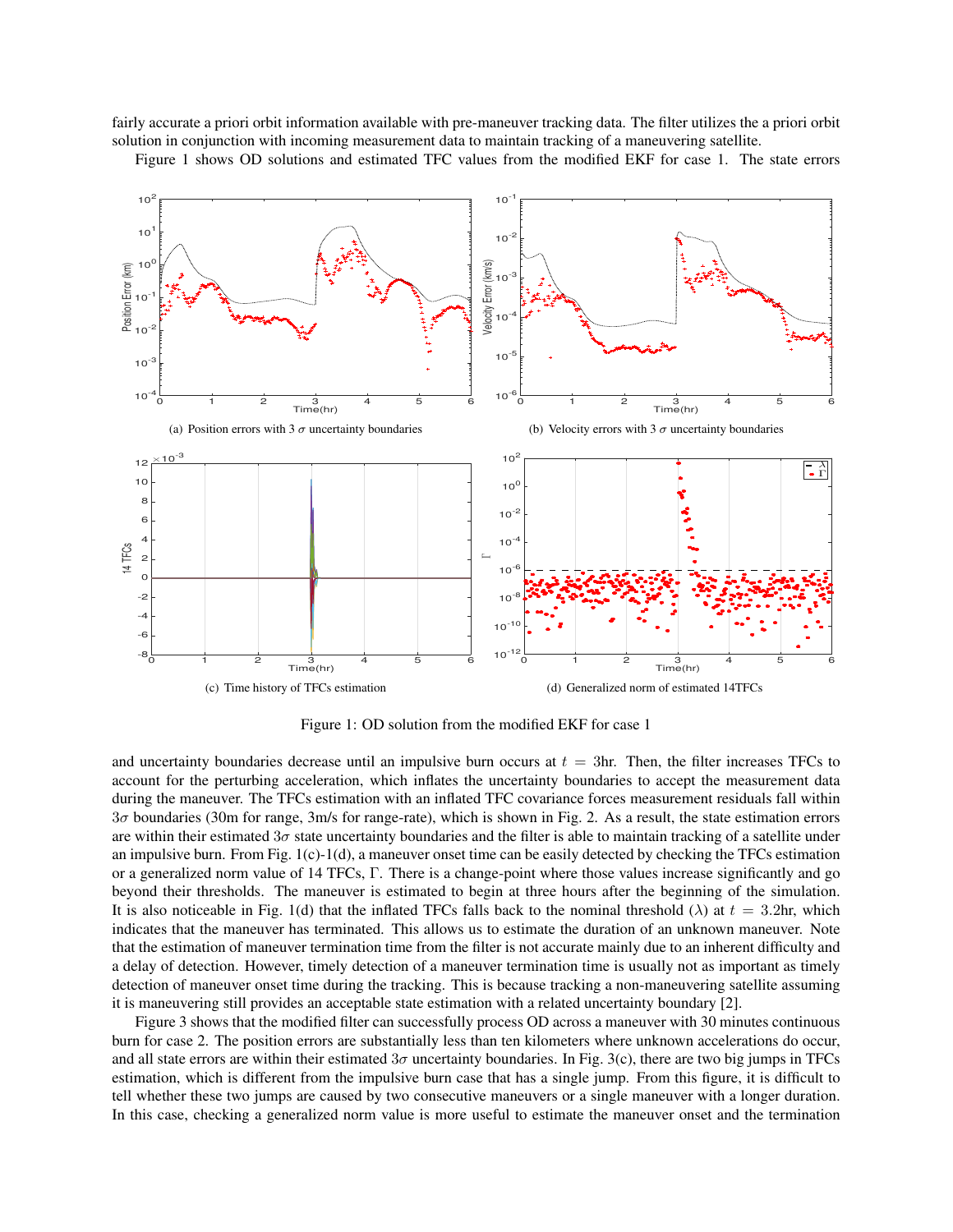fairly accurate a priori orbit information available with pre-maneuver tracking data. The filter utilizes the a priori orbit solution in conjunction with incoming measurement data to maintain tracking of a maneuvering satellite.

Figure 1 shows OD solutions and estimated TFC values from the modified EKF for case 1. The state errors

(a) Position errors with 3 $\sigma$ uncertainty boundaries

(b) Velocity errors with 3 $\sigma$ uncertainty boundaries

(c) Time history of TFCs estimation

(d) Generalized norm of estimated 14TFCs

Figure 1: OD solution from the modified EKF for case 1

and uncertainty boundaries decrease until an impulsive burn occurs at $t = 3$hr. Then, the filter increases TFCs to account for the perturbing acceleration, which inflates the uncertainty boundaries to accept the measurement data during the maneuver. The TFCs estimation with an inflated TFC covariance forces measurement residuals fall within $3\sigma$ boundaries (30m for range, 3m/s for range-rate), which is shown in Fig. 2. As a result, the state estimation errors are within their estimated $3\sigma$ state uncertainty boundaries and the filter is able to maintain tracking of a satellite under an impulsive burn. From Fig. 1(c)-1(d), a maneuver onset time can be easily detected by checking the TFCs estimation or a generalized norm value of 14 TFCs, $\Gamma$. There is a change-point where those values increase significantly and go beyond their thresholds. The maneuver is estimated to begin at three hours after the beginning of the simulation. It is also noticeable in Fig. 1(d) that the inflated TFCs falls back to the nominal threshold ($\lambda$) at $t = 3.2$hr, which indicates that the maneuver has terminated. This allows us to estimate the duration of an unknown maneuver. Note that the estimation of maneuver termination time from the filter is not accurate mainly due to an inherent difficulty and a delay of detection. However, timely detection of a maneuver termination time is usually not as important as timely detection of maneuver onset time during the tracking. This is because tracking a non-maneuvering satellite assuming it is maneuvering still provides an acceptable state estimation with a related uncertainty boundary [2].

Figure 3 shows that the modified filter can successfully process OD across a maneuver with 30 minutes continuous burn for case 2. The position errors are substantially less than ten kilometers where unknown accelerations do occur, and all state errors are within their estimated $3\sigma$ uncertainty boundaries. In Fig. 3(c), there are two big jumps in TFCs estimation, which is different from the impulsive burn case that has a single jump. From this figure, it is difficult to tell whether these two jumps are caused by two consecutive maneuvers or a single maneuver with a longer duration. In this case, checking a generalized norm value is more useful to estimate the maneuver onset and the termination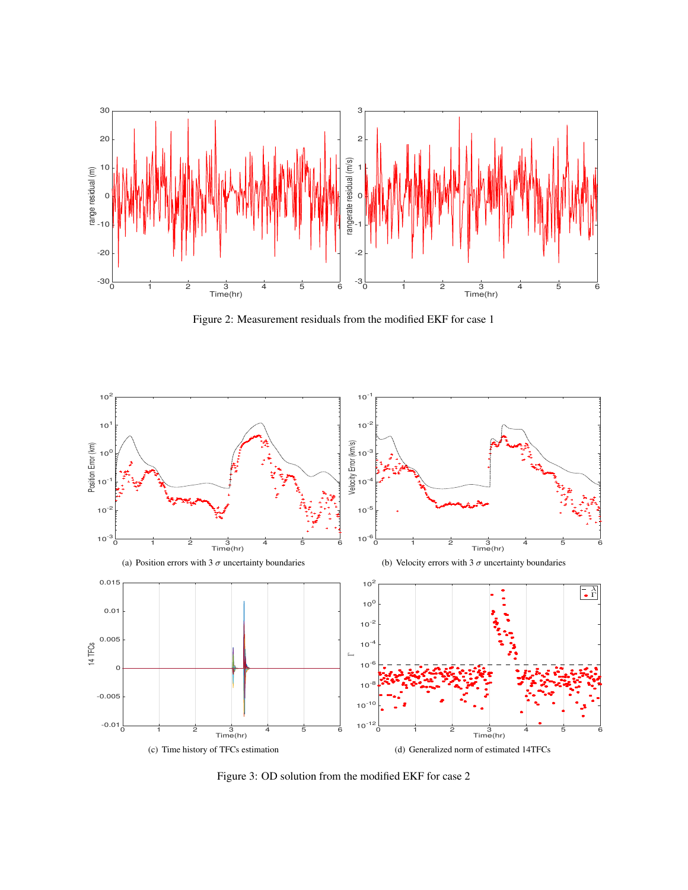Figure 2: Measurement residuals from the modified EKF for case 1

(a) Position errors with 3 $\sigma$ uncertainty boundaries

(b) Velocity errors with 3 $\sigma$ uncertainty boundaries

(c) Time history of TFCs estimation

(d) Generalized norm of estimated 14TFCs

Figure 3: OD solution from the modified EKF for case 2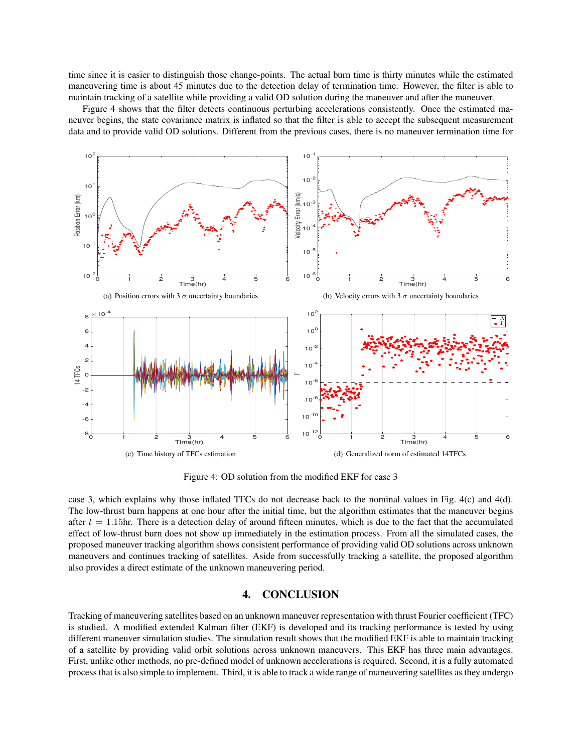time since it is easier to distinguish those change-points. The actual burn time is thirty minutes while the estimated maneuvering time is about 45 minutes due to the detection delay of termination time. However, the filter is able to maintain tracking of a satellite while providing a valid OD solution during the maneuver and after the maneuver.

Figure 4 shows that the filter detects continuous perturbing accelerations consistently. Once the estimated maneuver begins, the state covariance matrix is inflated so that the filter is able to accept the subsequent measurement data and to provide valid OD solutions. Different from the previous cases, there is no maneuver termination time for

(a) Position errors with 3 $\sigma$ uncertainty boundaries

(b) Velocity errors with 3 $\sigma$ uncertainty boundaries

(c) Time history of TFCs estimation

(d) Generalized norm of estimated 14TFCs

Figure 4: OD solution from the modified EKF for case 3

case 3, which explains why those inflated TFCs do not decrease back to the nominal values in Fig. 4(c) and 4(d). The low-thrust burn happens at one hour after the initial time, but the algorithm estimates that the maneuver begins after $t = 1.15$hr. There is a detection delay of around fifteen minutes, which is due to the fact that the accumulated effect of low-thrust burn does not show up immediately in the estimation process. From all the simulated cases, the proposed maneuver tracking algorithm shows consistent performance of providing valid OD solutions across unknown maneuvers and continues tracking of satellites. Aside from successfully tracking a satellite, the proposed algorithm also provides a direct estimate of the unknown maneuvering period.

## 4. CONCLUSION

Tracking of maneuvering satellites based on an unknown maneuver representation with thrust Fourier coefficient (TFC) is studied. A modified extended Kalman filter (EKF) is developed and its tracking performance is tested by using different maneuver simulation studies. The simulation result shows that the modified EKF is able to maintain tracking of a satellite by providing valid orbit solutions across unknown maneuvers. This EKF has three main advantages. First, unlike other methods, no pre-defined model of unknown accelerations is required. Second, it is a fully automated process that is also simple to implement. Third, it is able to track a wide range of maneuvering satellites as they undergo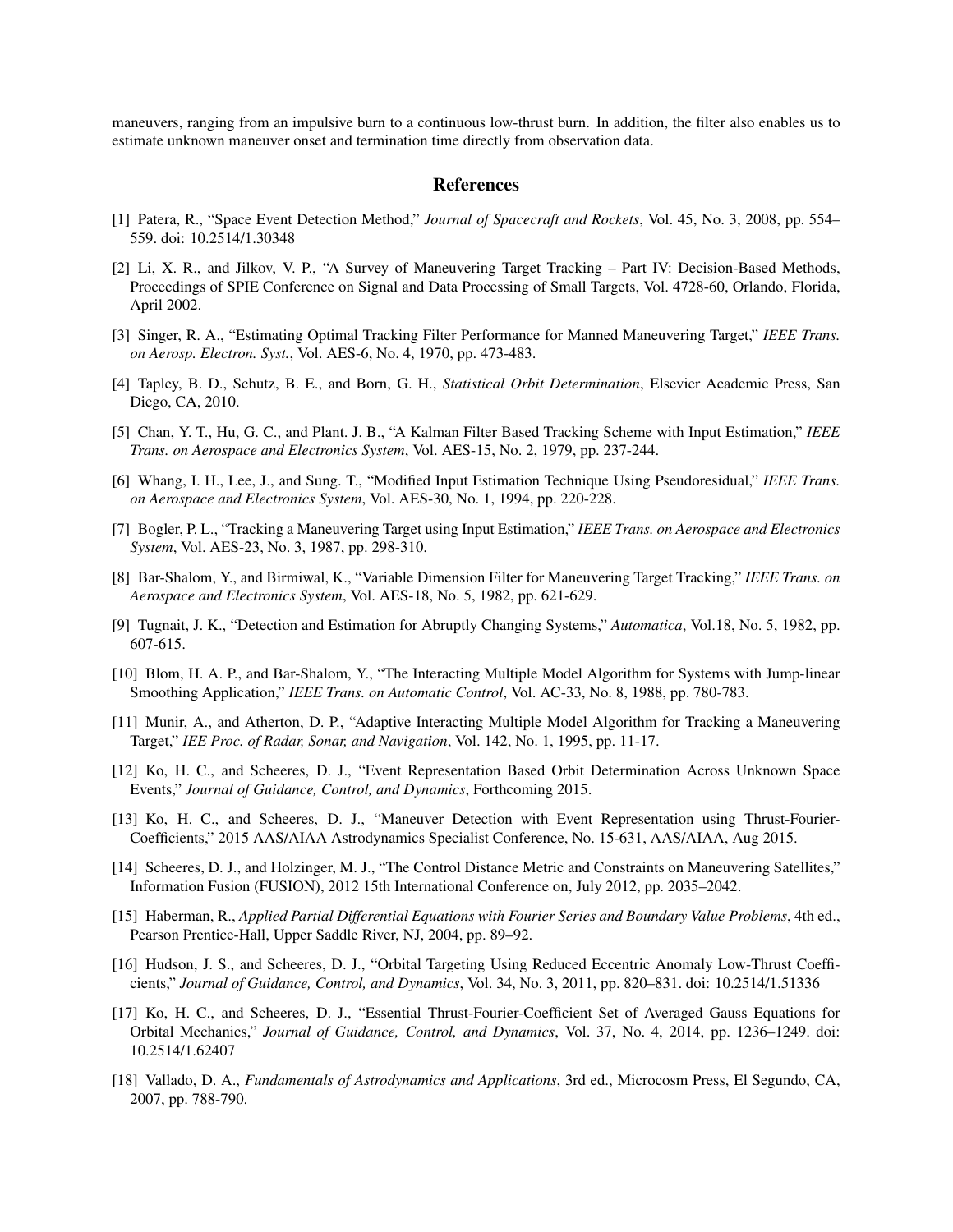maneuvers, ranging from an impulsive burn to a continuous low-thrust burn. In addition, the filter also enables us to estimate unknown maneuver onset and termination time directly from observation data.

## References

[1] Patera, R., "Space Event Detection Method," *Journal of Spacecraft and Rockets*, Vol. 45, No. 3, 2008, pp. 554–559. doi: 10.2514/1.30348

[2] Li, X. R., and Jilkov, V. P., "A Survey of Maneuvering Target Tracking – Part IV: Decision-Based Methods, Proceedings of SPIE Conference on Signal and Data Processing of Small Targets, Vol. 4728-60, Orlando, Florida, April 2002.

[3] Singer, R. A., "Estimating Optimal Tracking Filter Performance for Manned Maneuvering Target," *IEEE Trans. on Aerosp. Electron. Syst.*, Vol. AES-6, No. 4, 1970, pp. 473-483.

[4] Tapley, B. D., Schutz, B. E., and Born, G. H., *Statistical Orbit Determination*, Elsevier Academic Press, San Diego, CA, 2010.

[5] Chan, Y. T., Hu, G. C., and Plant. J. B., "A Kalman Filter Based Tracking Scheme with Input Estimation," *IEEE Trans. on Aerospace and Electronics System*, Vol. AES-15, No. 2, 1979, pp. 237-244.

[6] Whang, I. H., Lee, J., and Sung. T., "Modified Input Estimation Technique Using Pseudoresidual," *IEEE Trans. on Aerospace and Electronics System*, Vol. AES-30, No. 1, 1994, pp. 220-228.

[7] Bogler, P. L., "Tracking a Maneuvering Target using Input Estimation," *IEEE Trans. on Aerospace and Electronics System*, Vol. AES-23, No. 3, 1987, pp. 298-310.

[8] Bar-Shalom, Y., and Birmiwal, K., "Variable Dimension Filter for Maneuvering Target Tracking," *IEEE Trans. on Aerospace and Electronics System*, Vol. AES-18, No. 5, 1982, pp. 621-629.

[9] Tugnait, J. K., "Detection and Estimation for Abruptly Changing Systems," *Automatica*, Vol.18, No. 5, 1982, pp. 607-615.

[10] Blom, H. A. P., and Bar-Shalom, Y., "The Interacting Multiple Model Algorithm for Systems with Jump-linear Smoothing Application," *IEEE Trans. on Automatic Control*, Vol. AC-33, No. 8, 1988, pp. 780-783.

[11] Munir, A., and Atherton, D. P., "Adaptive Interacting Multiple Model Algorithm for Tracking a Maneuvering Target," *IEE Proc. of Radar, Sonar, and Navigation*, Vol. 142, No. 1, 1995, pp. 11-17.

[12] Ko, H. C., and Scheeres, D. J., "Event Representation Based Orbit Determination Across Unknown Space Events," *Journal of Guidance, Control, and Dynamics*, Forthcoming 2015.

[13] Ko, H. C., and Scheeres, D. J., "Maneuver Detection with Event Representation using Thrust-Fourier-Coefficients," 2015 AAS/AIAA Astrodynamics Specialist Conference, No. 15-631, AAS/AIAA, Aug 2015.

[14] Scheeres, D. J., and Holzinger, M. J., "The Control Distance Metric and Constraints on Maneuvering Satellites," Information Fusion (FUSION), 2012 15th International Conference on, July 2012, pp. 2035–2042.

[15] Haberman, R., *Applied Partial Differential Equations with Fourier Series and Boundary Value Problems*, 4th ed., Pearson Prentice-Hall, Upper Saddle River, NJ, 2004, pp. 89–92.

[16] Hudson, J. S., and Scheeres, D. J., "Orbital Targeting Using Reduced Eccentric Anomaly Low-Thrust Coefficients," *Journal of Guidance, Control, and Dynamics*, Vol. 34, No. 3, 2011, pp. 820–831. doi: 10.2514/1.51336

[17] Ko, H. C., and Scheeres, D. J., "Essential Thrust-Fourier-Coefficient Set of Averaged Gauss Equations for Orbital Mechanics," *Journal of Guidance, Control, and Dynamics*, Vol. 37, No. 4, 2014, pp. 1236–1249. doi: 10.2514/1.62407

[18] Vallado, D. A., *Fundamentals of Astrodynamics and Applications*, 3rd ed., Microcosm Press, El Segundo, CA, 2007, pp. 788-790.